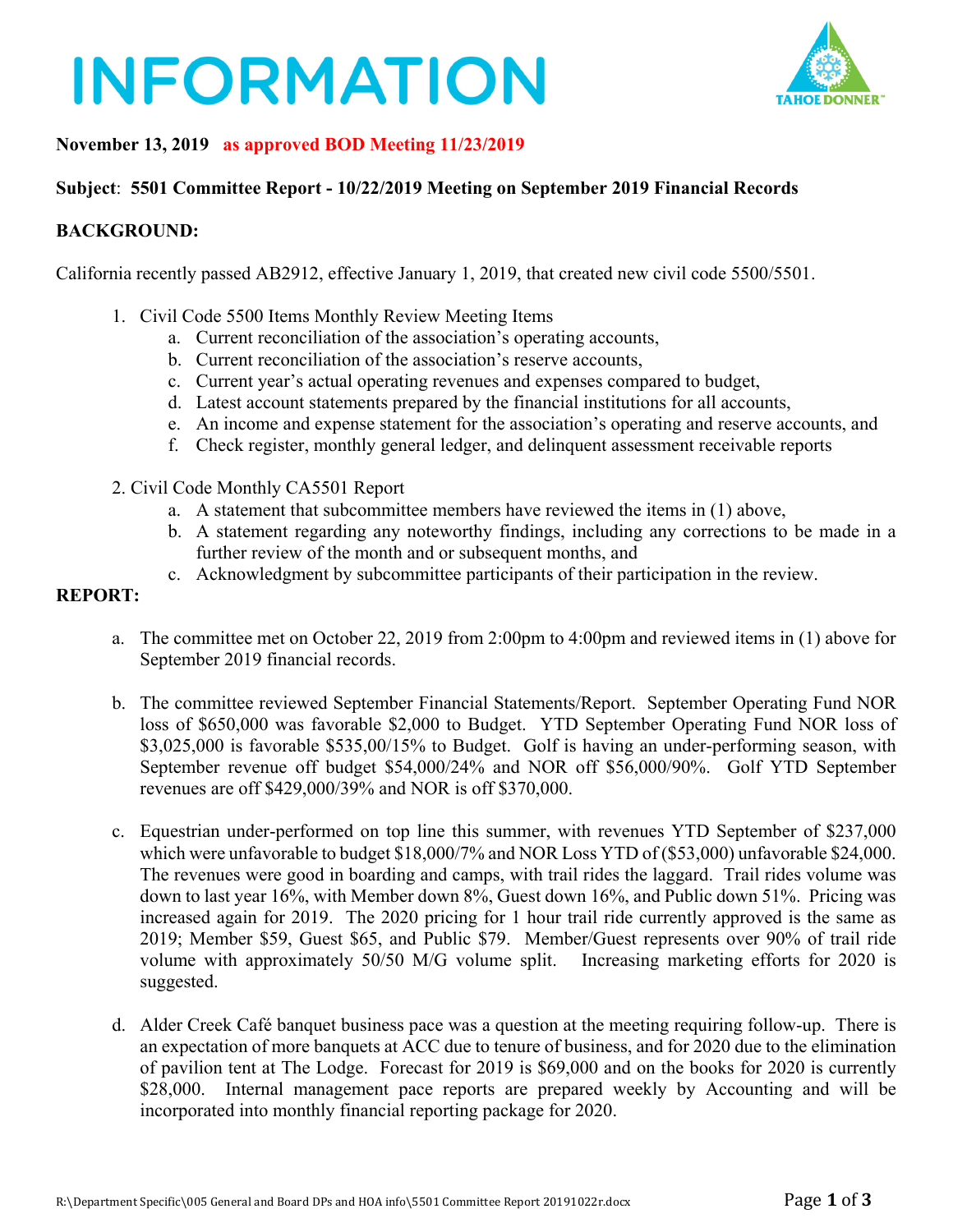# INFORMATION

**November 13, 2019** **as approved BOD Meeting 11/23/2019**

**Subject**: **5501 Committee Report - 10/22/2019 Meeting on September 2019 Financial Records**

**BACKGROUND:**

California recently passed AB2912, effective January 1, 2019, that created new civil code 5500/5501.

1. Civil Code 5500 Items Monthly Review Meeting Items
   a. Current reconciliation of the association's operating accounts,
   b. Current reconciliation of the association's reserve accounts,
   c. Current year's actual operating revenues and expenses compared to budget,
   d. Latest account statements prepared by the financial institutions for all accounts,
   e. An income and expense statement for the association's operating and reserve accounts, and
   f. Check register, monthly general ledger, and delinquent assessment receivable reports

2. Civil Code Monthly CA5501 Report
   a. A statement that subcommittee members have reviewed the items in (1) above,
   b. A statement regarding any noteworthy findings, including any corrections to be made in a further review of the month and or subsequent months, and
   c. Acknowledgment by subcommittee participants of their participation in the review.

**REPORT:**

a. The committee met on October 22, 2019 from 2:00pm to 4:00pm and reviewed items in (1) above for September 2019 financial records.

b. The committee reviewed September Financial Statements/Report. September Operating Fund NOR loss of $650,000 was favorable $2,000 to Budget. YTD September Operating Fund NOR loss of $3,025,000 is favorable $535,00/15% to Budget. Golf is having an under-performing season, with September revenue off budget $54,000/24% and NOR off $56,000/90%. Golf YTD September revenues are off $429,000/39% and NOR is off $370,000.

c. Equestrian under-performed on top line this summer, with revenues YTD September of $237,000 which were unfavorable to budget $18,000/7% and NOR Loss YTD of ($53,000) unfavorable $24,000. The revenues were good in boarding and camps, with trail rides the laggard. Trail rides volume was down to last year 16%, with Member down 8%, Guest down 16%, and Public down 51%. Pricing was increased again for 2019. The 2020 pricing for 1 hour trail ride currently approved is the same as 2019; Member $59, Guest $65, and Public $79. Member/Guest represents over 90% of trail ride volume with approximately 50/50 M/G volume split. Increasing marketing efforts for 2020 is suggested.

d. Alder Creek Café banquet business pace was a question at the meeting requiring follow-up. There is an expectation of more banquets at ACC due to tenure of business, and for 2020 due to the elimination of pavilion tent at The Lodge. Forecast for 2019 is $69,000 and on the books for 2020 is currently $28,000. Internal management pace reports are prepared weekly by Accounting and will be incorporated into monthly financial reporting package for 2020.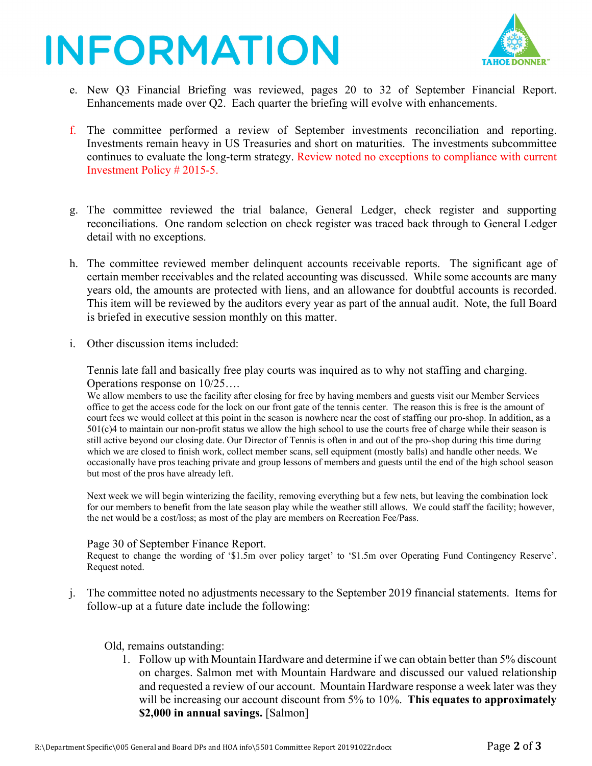# INFORMATION

e. New Q3 Financial Briefing was reviewed, pages 20 to 32 of September Financial Report. Enhancements made over Q2. Each quarter the briefing will evolve with enhancements.

f. The committee performed a review of September investments reconciliation and reporting. Investments remain heavy in US Treasuries and short on maturities. The investments subcommittee continues to evaluate the long-term strategy. Review noted no exceptions to compliance with current Investment Policy # 2015-5.

g. The committee reviewed the trial balance, General Ledger, check register and supporting reconciliations. One random selection on check register was traced back through to General Ledger detail with no exceptions.

h. The committee reviewed member delinquent accounts receivable reports. The significant age of certain member receivables and the related accounting was discussed. While some accounts are many years old, the amounts are protected with liens, and an allowance for doubtful accounts is recorded. This item will be reviewed by the auditors every year as part of the annual audit. Note, the full Board is briefed in executive session monthly on this matter.

i. Other discussion items included:

   Tennis late fall and basically free play courts was inquired as to why not staffing and charging. Operations response on 10/25….

   We allow members to use the facility after closing for free by having members and guests visit our Member Services office to get the access code for the lock on our front gate of the tennis center. The reason this is free is the amount of court fees we would collect at this point in the season is nowhere near the cost of staffing our pro-shop. In addition, as a 501(c)4 to maintain our non-profit status we allow the high school to use the courts free of charge while their season is still active beyond our closing date. Our Director of Tennis is often in and out of the pro-shop during this time during which we are closed to finish work, collect member scans, sell equipment (mostly balls) and handle other needs. We occasionally have pros teaching private and group lessons of members and guests until the end of the high school season but most of the pros have already left.

   Next week we will begin winterizing the facility, removing everything but a few nets, but leaving the combination lock for our members to benefit from the late season play while the weather still allows. We could staff the facility; however, the net would be a cost/loss; as most of the play are members on Recreation Fee/Pass.

   Page 30 of September Finance Report.

   Request to change the wording of '$1.5m over policy target' to '$1.5m over Operating Fund Contingency Reserve'. Request noted.

j. The committee noted no adjustments necessary to the September 2019 financial statements. Items for follow-up at a future date include the following:

   Old, remains outstanding:

   1. Follow up with Mountain Hardware and determine if we can obtain better than 5% discount on charges. Salmon met with Mountain Hardware and discussed our valued relationship and requested a review of our account. Mountain Hardware response a week later was they will be increasing our account discount from 5% to 10%. **This equates to approximately $2,000 in annual savings.** [Salmon]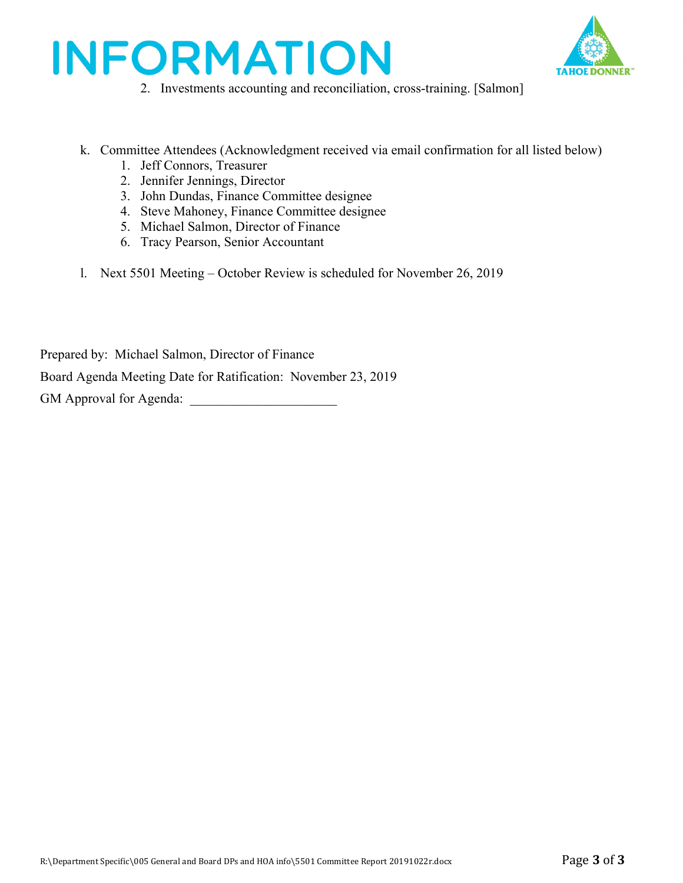2. Investments accounting and reconciliation, cross-training. [Salmon]

k. Committee Attendees (Acknowledgment received via email confirmation for all listed below)
   1. Jeff Connors, Treasurer
   2. Jennifer Jennings, Director
   3. John Dundas, Finance Committee designee
   4. Steve Mahoney, Finance Committee designee
   5. Michael Salmon, Director of Finance
   6. Tracy Pearson, Senior Accountant

l. Next 5501 Meeting – October Review is scheduled for November 26, 2019

Prepared by: Michael Salmon, Director of Finance

Board Agenda Meeting Date for Ratification: November 23, 2019

GM Approval for Agenda: ______________________

R:\Department Specific\005 General and Board DPs and HOA info\5501 Committee Report 20191022r.docx